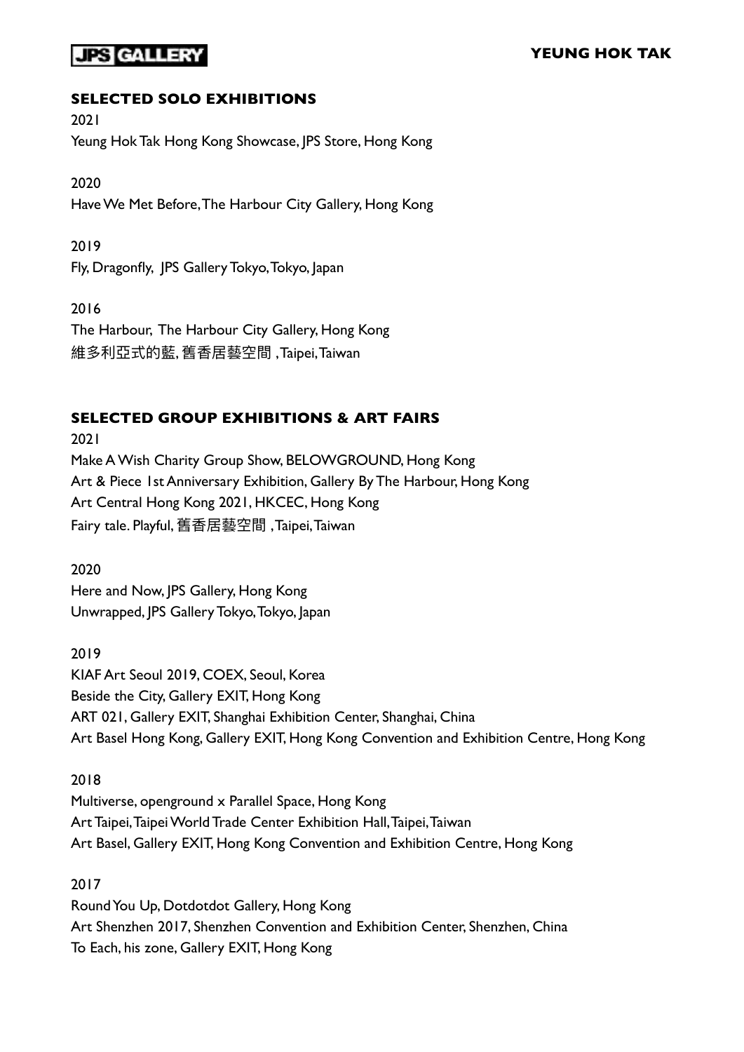# YEUNG HOK TAK

## SELECTED SOLO EXHIBITIONS

2021
Yeung Hok Tak Hong Kong Showcase, JPS Store, Hong Kong

2020
Have We Met Before, The Harbour City Gallery, Hong Kong

2019
Fly, Dragonfly, JPS Gallery Tokyo, Tokyo, Japan

2016
The Harbour, The Harbour City Gallery, Hong Kong
維多利亞式的藍, 舊香居藝空間 , Taipei, Taiwan

## SELECTED GROUP EXHIBITIONS & ART FAIRS

2021
Make A Wish Charity Group Show, BELOWGROUND, Hong Kong
Art & Piece 1st Anniversary Exhibition, Gallery By The Harbour, Hong Kong
Art Central Hong Kong 2021, HKCEC, Hong Kong
Fairy tale. Playful, 舊香居藝空間 , Taipei, Taiwan

2020
Here and Now, JPS Gallery, Hong Kong
Unwrapped, JPS Gallery Tokyo, Tokyo, Japan

2019
KIAF Art Seoul 2019, COEX, Seoul, Korea
Beside the City, Gallery EXIT, Hong Kong
ART 021, Gallery EXIT, Shanghai Exhibition Center, Shanghai, China
Art Basel Hong Kong, Gallery EXIT, Hong Kong Convention and Exhibition Centre, Hong Kong

2018
Multiverse, openground x Parallel Space, Hong Kong
Art Taipei, Taipei World Trade Center Exhibition Hall, Taipei, Taiwan
Art Basel, Gallery EXIT, Hong Kong Convention and Exhibition Centre, Hong Kong

2017
Round You Up, Dotdotdot Gallery, Hong Kong
Art Shenzhen 2017, Shenzhen Convention and Exhibition Center, Shenzhen, China
To Each, his zone, Gallery EXIT, Hong Kong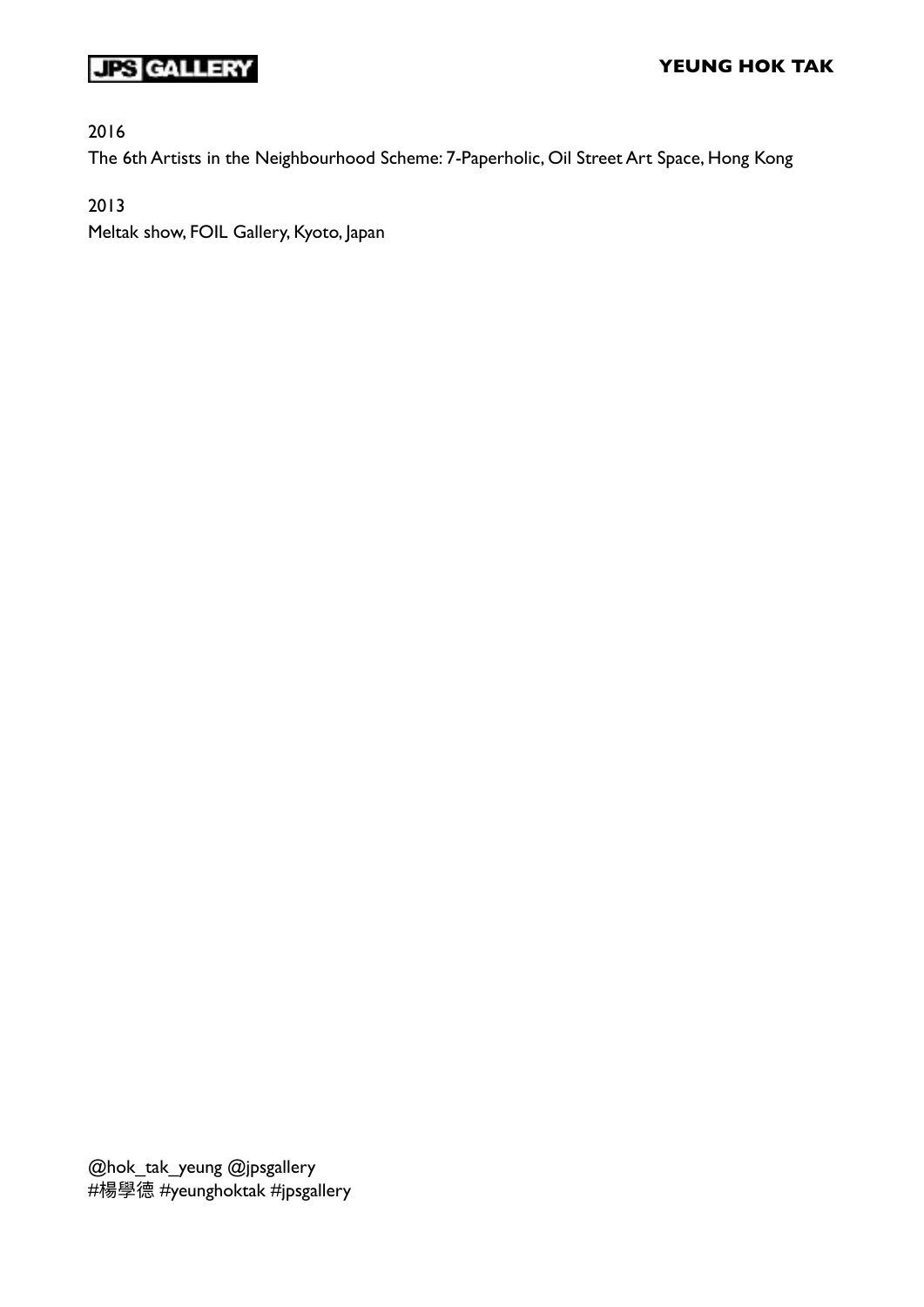2016

The 6th Artists in the Neighbourhood Scheme: 7-Paperholic, Oil Street Art Space, Hong Kong

2013

Meltak show, FOIL Gallery, Kyoto, Japan

@hok_tak_yeung @jpsgallery
#楊學德 #yeunghoktak #jpsgallery